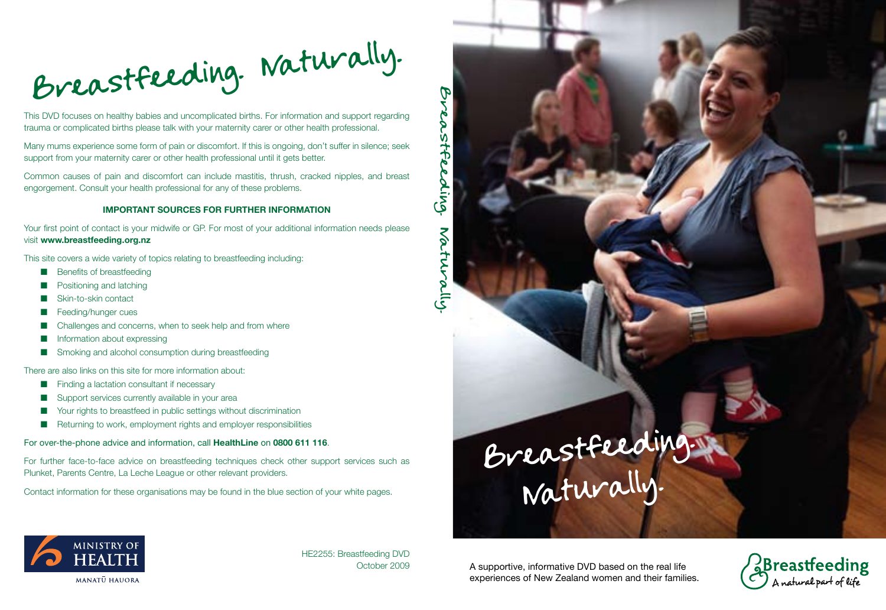# Breastfeeding. Naturally.

This DVD focuses on healthy babies and uncomplicated births. For information and support regarding trauma or complicated births please talk with your maternity carer or other health professional.

Many mums experience some form of pain or discomfort. If this is ongoing, don't suffer in silence; seek support from your maternity carer or other health professional until it gets better.

Common causes of pain and discomfort can include mastitis, thrush, cracked nipples, and breast engorgement. Consult your health professional for any of these problems.

**IMPORTANT SOURCES FOR FURTHER INFORMATION**

Your first point of contact is your midwife or GP. For most of your additional information needs please visit **www.breastfeeding.org.nz**

This site covers a wide variety of topics relating to breastfeeding including:

- Benefits of breastfeeding
- Positioning and latching
- Skin-to-skin contact
- Feeding/hunger cues
- Challenges and concerns, when to seek help and from where
- Information about expressing
- Smoking and alcohol consumption during breastfeeding

There are also links on this site for more information about:

- Finding a lactation consultant if necessary
- Support services currently available in your area
- Your rights to breastfeed in public settings without discrimination
- Returning to work, employment rights and employer responsibilities

For over-the-phone advice and information, call **HealthLine** on **0800 611 116**.

For further face-to-face advice on breastfeeding techniques check other support services such as Plunket, Parents Centre, La Leche League or other relevant providers.

Contact information for these organisations may be found in the blue section of your white pages.

MINISTRY OF HEALTH
MANATŪ HAUORA

HE2255: Breastfeeding DVD
October 2009

Breastfeeding. Naturally.

Breastfeeding. Naturally.

A supportive, informative DVD based on the real life experiences of New Zealand women and their families.

Breastfeeding
A natural part of life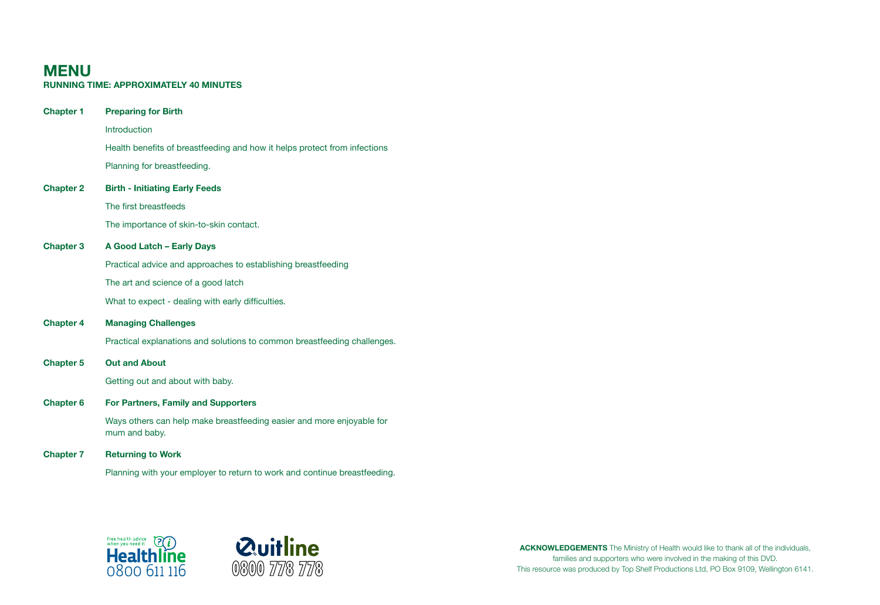# MENU

**RUNNING TIME: APPROXIMATELY 40 MINUTES**

**Chapter 1 Preparing for Birth**

Introduction

Health benefits of breastfeeding and how it helps protect from infections

Planning for breastfeeding.

**Chapter 2 Birth - Initiating Early Feeds**

The first breastfeeds

The importance of skin-to-skin contact.

**Chapter 3 A Good Latch – Early Days**

Practical advice and approaches to establishing breastfeeding

The art and science of a good latch

What to expect - dealing with early difficulties.

**Chapter 4 Managing Challenges**

Practical explanations and solutions to common breastfeeding challenges.

**Chapter 5 Out and About**

Getting out and about with baby.

**Chapter 6 For Partners, Family and Supporters**

Ways others can help make breastfeeding easier and more enjoyable for mum and baby.

**Chapter 7 Returning to Work**

Planning with your employer to return to work and continue breastfeeding.

Free health advice when you need it
Healthline
0800 611 116

Quitline
0800 778 778

**ACKNOWLEDGEMENTS** The Ministry of Health would like to thank all of the individuals, families and supporters who were involved in the making of this DVD.
This resource was produced by Top Shelf Productions Ltd, PO Box 9109, Wellington 6141.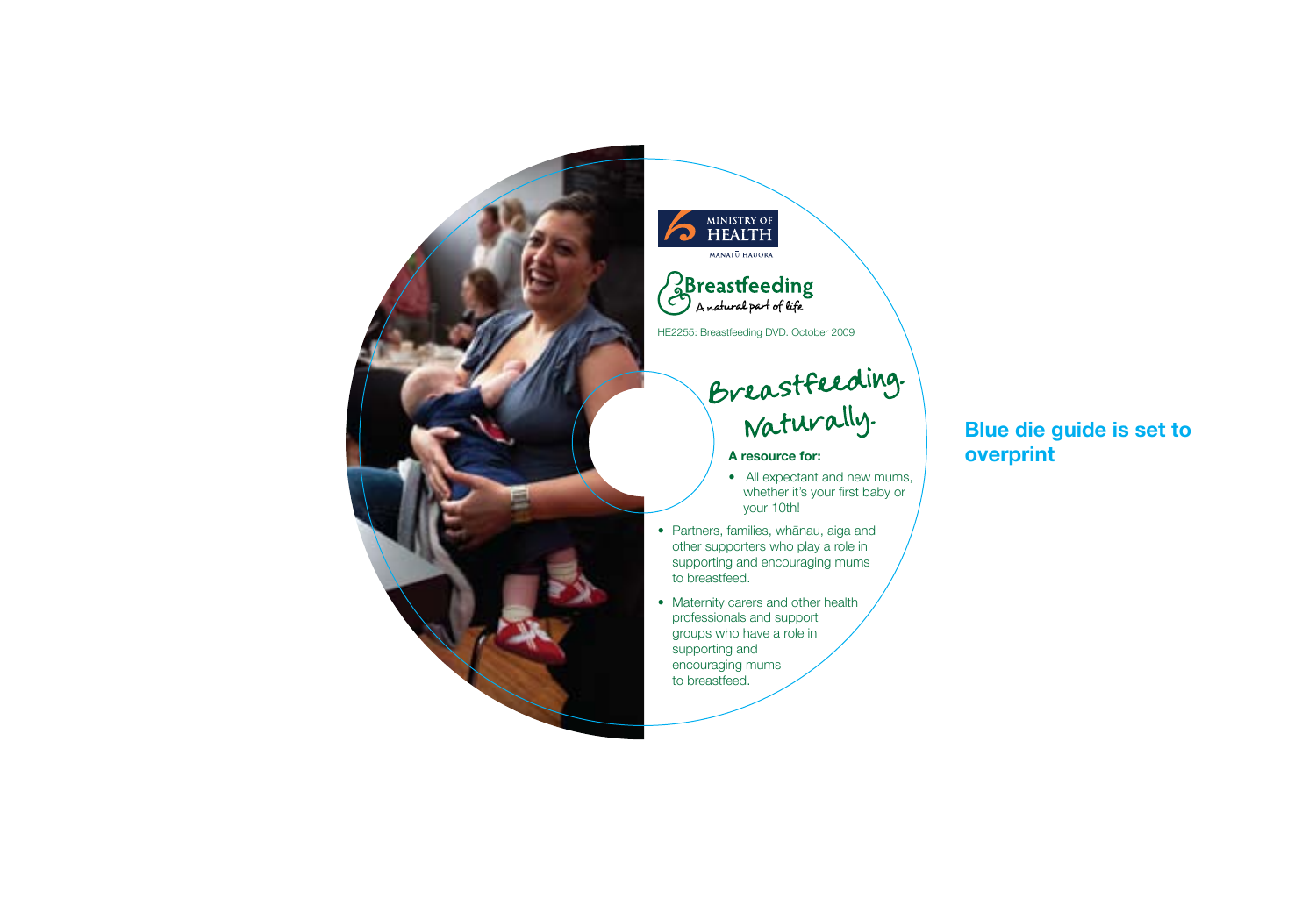MINISTRY OF HEALTH

MANATŪ HAUORA

Breastfeeding

A natural part of life

HE2255: Breastfeeding DVD. October 2009

Breastfeeding. Naturally.

**A resource for:**

- All expectant and new mums, whether it's your first baby or your 10th!
- Partners, families, whānau, aiga and other supporters who play a role in supporting and encouraging mums to breastfeed.
- Maternity carers and other health professionals and support groups who have a role in supporting and encouraging mums to breastfeed.

**Blue die guide is set to overprint**